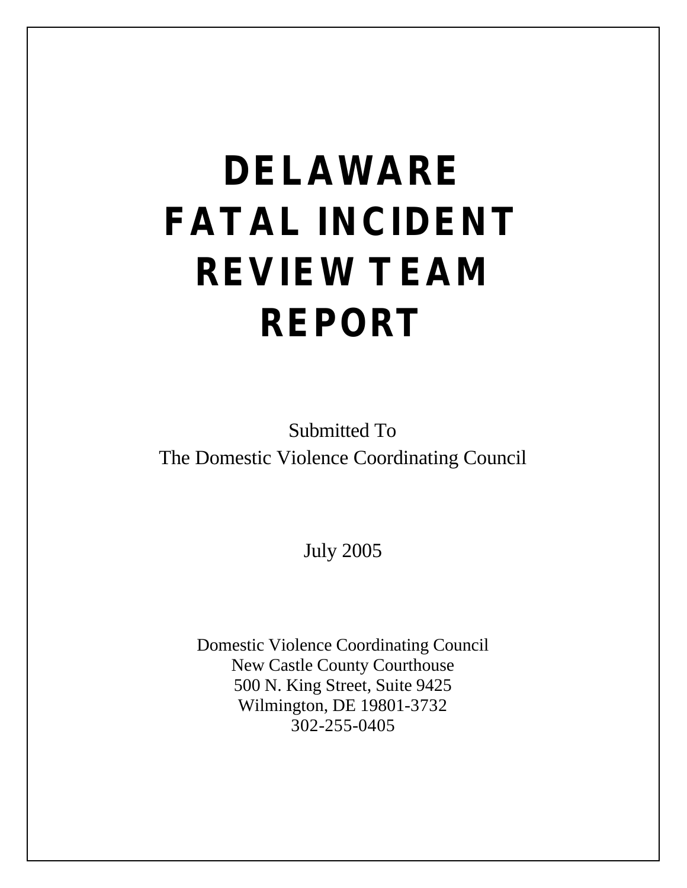# DELAWARE FATAL INCIDENT REVIEW TEAM REPORT

Submitted To
The Domestic Violence Coordinating Council

July 2005

Domestic Violence Coordinating Council
New Castle County Courthouse
500 N. King Street, Suite 9425
Wilmington, DE 19801-3732
302-255-0405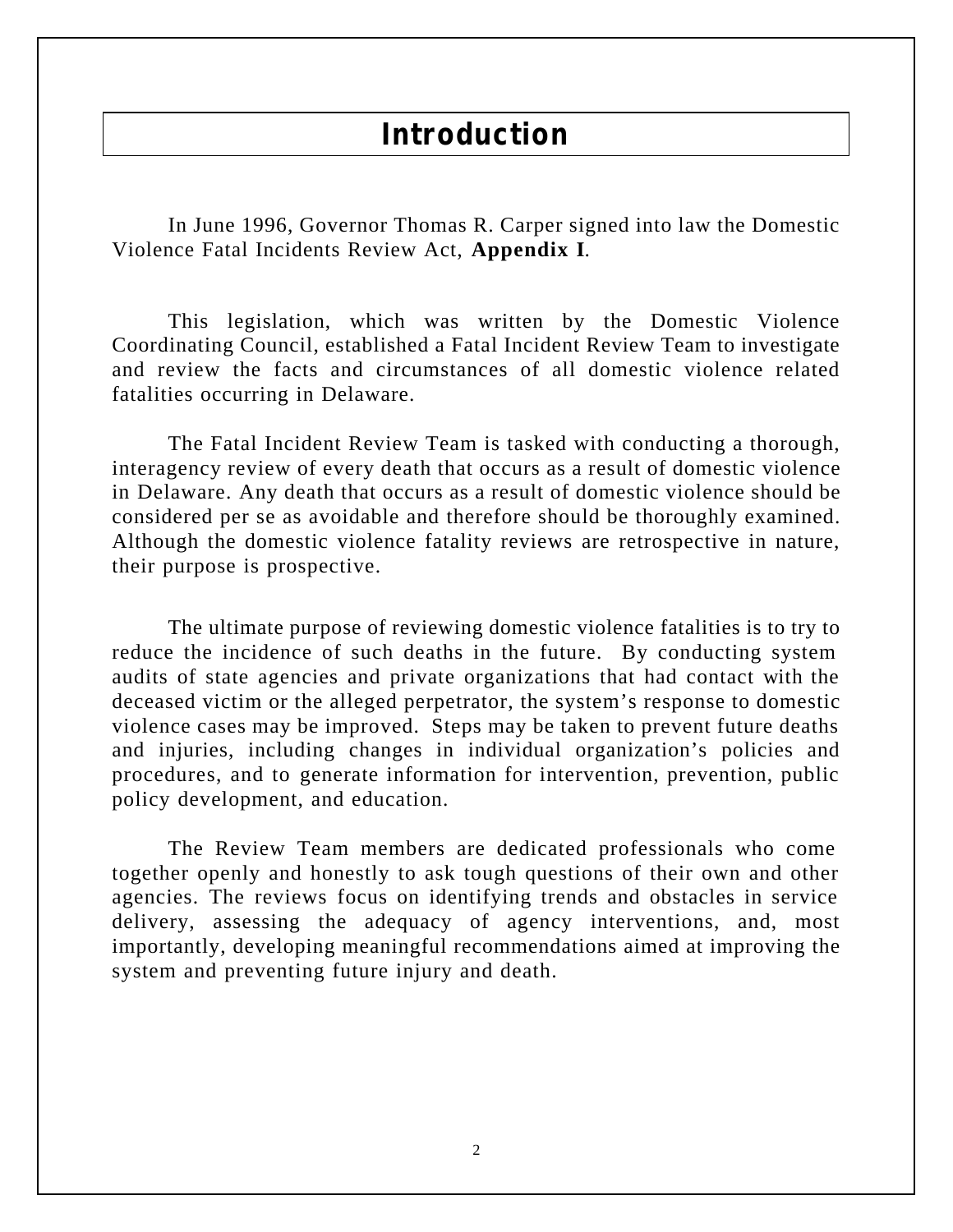# Introduction

In June 1996, Governor Thomas R. Carper signed into law the Domestic Violence Fatal Incidents Review Act, **Appendix I**.

This legislation, which was written by the Domestic Violence Coordinating Council, established a Fatal Incident Review Team to investigate and review the facts and circumstances of all domestic violence related fatalities occurring in Delaware.

The Fatal Incident Review Team is tasked with conducting a thorough, interagency review of every death that occurs as a result of domestic violence in Delaware. Any death that occurs as a result of domestic violence should be considered per se as avoidable and therefore should be thoroughly examined. Although the domestic violence fatality reviews are retrospective in nature, their purpose is prospective.

The ultimate purpose of reviewing domestic violence fatalities is to try to reduce the incidence of such deaths in the future. By conducting system audits of state agencies and private organizations that had contact with the deceased victim or the alleged perpetrator, the system's response to domestic violence cases may be improved. Steps may be taken to prevent future deaths and injuries, including changes in individual organization's policies and procedures, and to generate information for intervention, prevention, public policy development, and education.

The Review Team members are dedicated professionals who come together openly and honestly to ask tough questions of their own and other agencies. The reviews focus on identifying trends and obstacles in service delivery, assessing the adequacy of agency interventions, and, most importantly, developing meaningful recommendations aimed at improving the system and preventing future injury and death.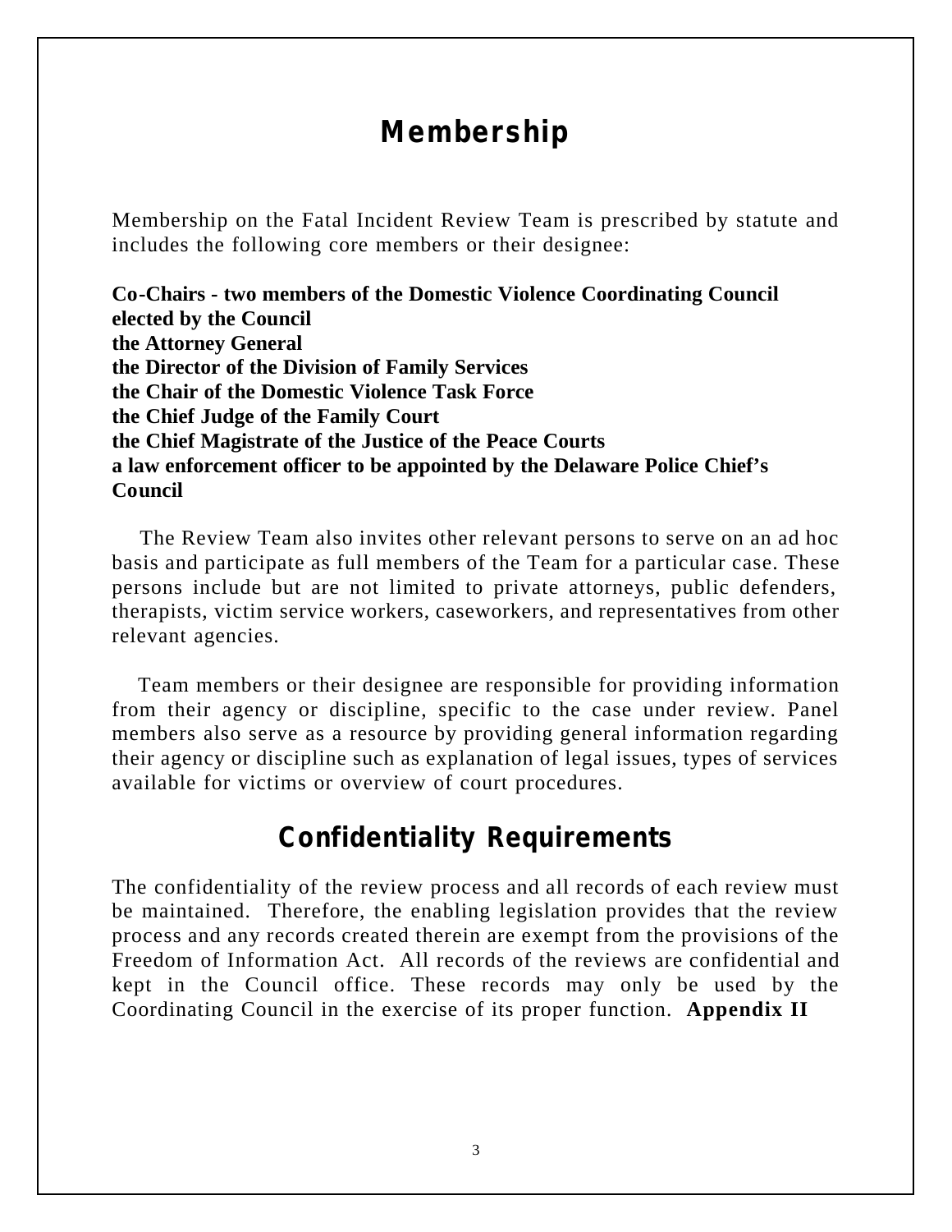# Membership

Membership on the Fatal Incident Review Team is prescribed by statute and includes the following core members or their designee:

**Co-Chairs - two members of the Domestic Violence Coordinating Council elected by the Council**
**the Attorney General**
**the Director of the Division of Family Services**
**the Chair of the Domestic Violence Task Force**
**the Chief Judge of the Family Court**
**the Chief Magistrate of the Justice of the Peace Courts**
**a law enforcement officer to be appointed by the Delaware Police Chief's Council**

The Review Team also invites other relevant persons to serve on an ad hoc basis and participate as full members of the Team for a particular case. These persons include but are not limited to private attorneys, public defenders, therapists, victim service workers, caseworkers, and representatives from other relevant agencies.

Team members or their designee are responsible for providing information from their agency or discipline, specific to the case under review. Panel members also serve as a resource by providing general information regarding their agency or discipline such as explanation of legal issues, types of services available for victims or overview of court procedures.

# Confidentiality Requirements

The confidentiality of the review process and all records of each review must be maintained. Therefore, the enabling legislation provides that the review process and any records created therein are exempt from the provisions of the Freedom of Information Act. All records of the reviews are confidential and kept in the Council office. These records may only be used by the Coordinating Council in the exercise of its proper function. **Appendix II**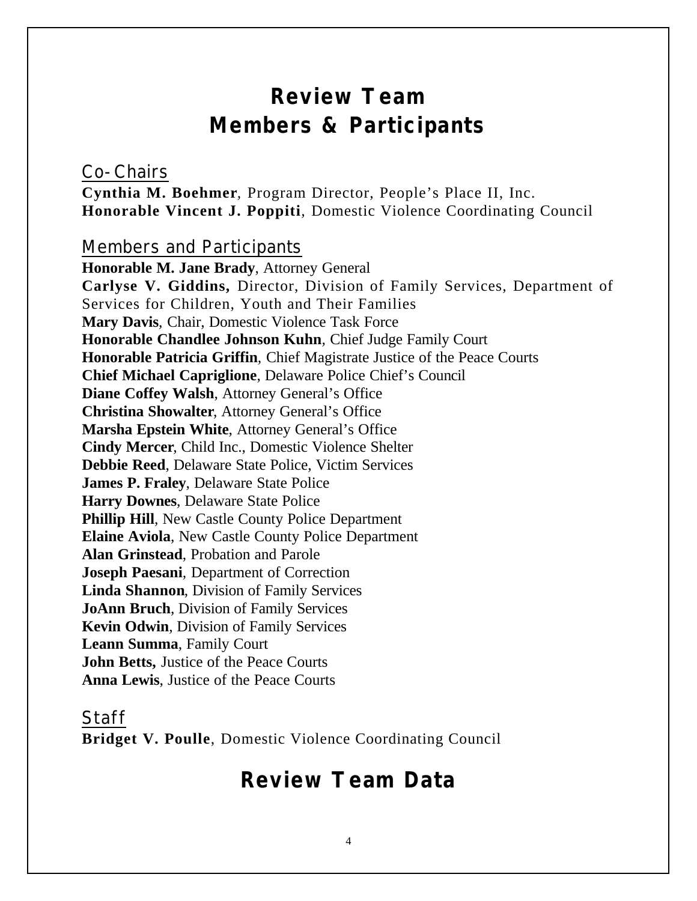# Review Team Members & Participants

## Co-Chairs

**Cynthia M. Boehmer**, Program Director, People's Place II, Inc.
**Honorable Vincent J. Poppiti**, Domestic Violence Coordinating Council

## Members and Participants

**Honorable M. Jane Brady**, Attorney General
**Carlyse V. Giddins,** Director, Division of Family Services, Department of Services for Children, Youth and Their Families
**Mary Davis**, Chair, Domestic Violence Task Force
**Honorable Chandlee Johnson Kuhn**, Chief Judge Family Court
**Honorable Patricia Griffin**, Chief Magistrate Justice of the Peace Courts
**Chief Michael Capriglione**, Delaware Police Chief's Council
**Diane Coffey Walsh**, Attorney General's Office
**Christina Showalter**, Attorney General's Office
**Marsha Epstein White**, Attorney General's Office
**Cindy Mercer**, Child Inc., Domestic Violence Shelter
**Debbie Reed**, Delaware State Police, Victim Services
**James P. Fraley**, Delaware State Police
**Harry Downes**, Delaware State Police
**Phillip Hill**, New Castle County Police Department
**Elaine Aviola**, New Castle County Police Department
**Alan Grinstead**, Probation and Parole
**Joseph Paesani**, Department of Correction
**Linda Shannon**, Division of Family Services
**JoAnn Bruch**, Division of Family Services
**Kevin Odwin**, Division of Family Services
**Leann Summa**, Family Court
**John Betts,** Justice of the Peace Courts
**Anna Lewis**, Justice of the Peace Courts

## Staff

**Bridget V. Poulle**, Domestic Violence Coordinating Council

# Review Team Data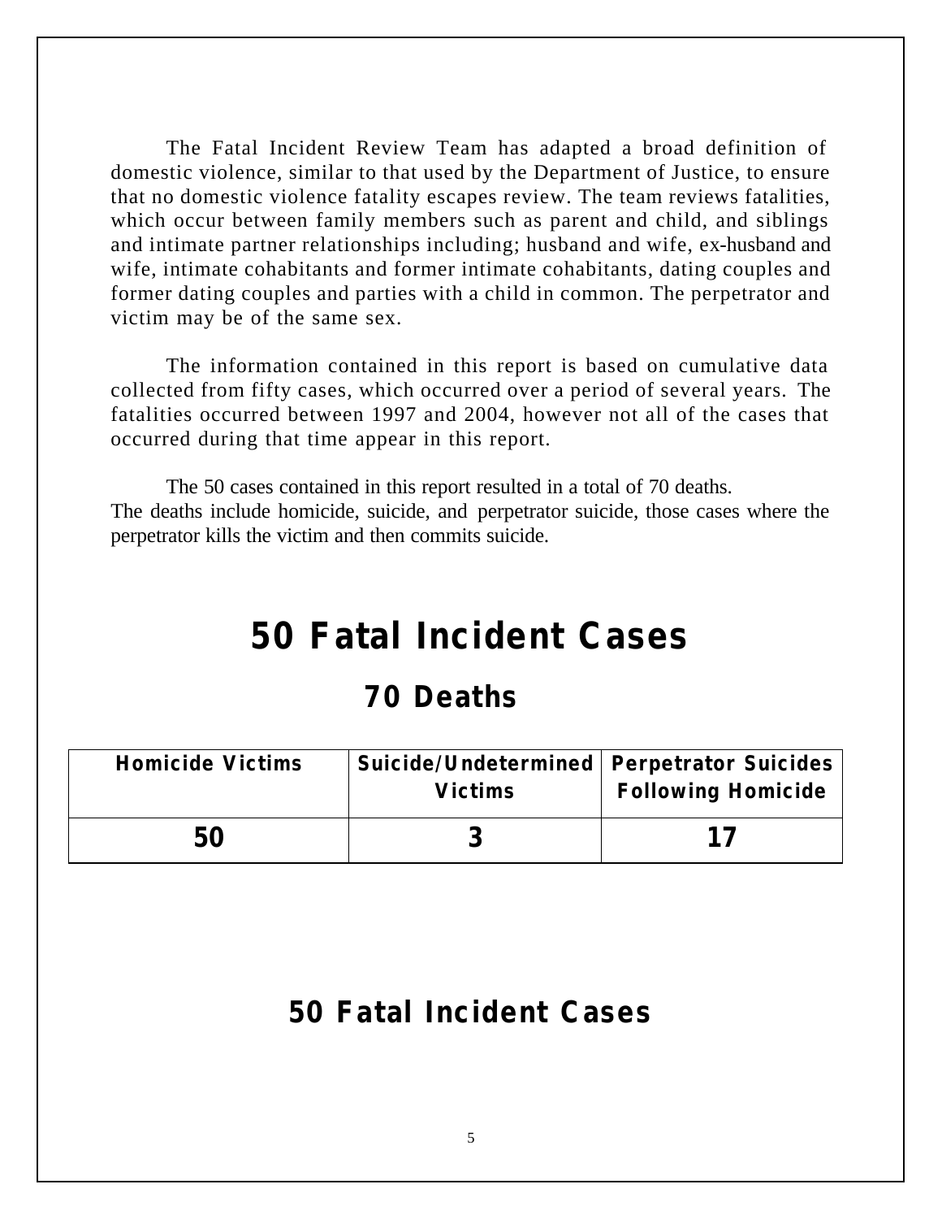The Fatal Incident Review Team has adapted a broad definition of domestic violence, similar to that used by the Department of Justice, to ensure that no domestic violence fatality escapes review. The team reviews fatalities, which occur between family members such as parent and child, and siblings and intimate partner relationships including; husband and wife, ex-husband and wife, intimate cohabitants and former intimate cohabitants, dating couples and former dating couples and parties with a child in common. The perpetrator and victim may be of the same sex.

The information contained in this report is based on cumulative data collected from fifty cases, which occurred over a period of several years. The fatalities occurred between 1997 and 2004, however not all of the cases that occurred during that time appear in this report.

The 50 cases contained in this report resulted in a total of 70 deaths. The deaths include homicide, suicide, and perpetrator suicide, those cases where the perpetrator kills the victim and then commits suicide.

# 50 Fatal Incident Cases

## 70 Deaths

| Homicide Victims | Suicide/Undetermined Victims | Perpetrator Suicides Following Homicide |
|---|---|---|
| 50 | 3 | 17 |

## 50 Fatal Incident Cases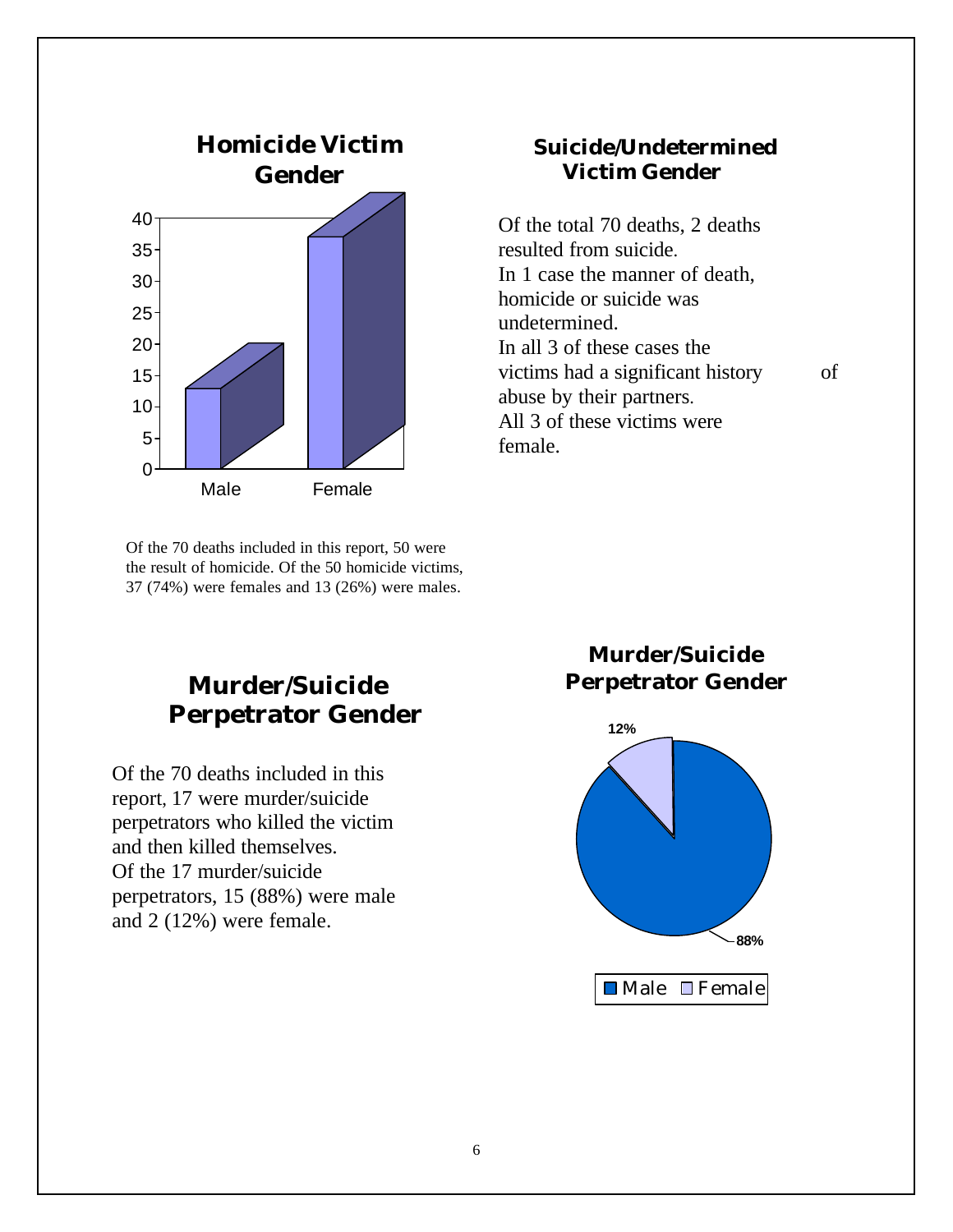## Homicide Victim Gender

Of the 70 deaths included in this report, 50 were the result of homicide. Of the 50 homicide victims, 37 (74%) were females and 13 (26%) were males.

## Suicide/Undetermined Victim Gender

Of the total 70 deaths, 2 deaths resulted from suicide.
In 1 case the manner of death, homicide or suicide was undetermined.
In all 3 of these cases the victims had a significant history of abuse by their partners.
All 3 of these victims were female.

## Murder/Suicide Perpetrator Gender

Of the 70 deaths included in this report, 17 were murder/suicide perpetrators who killed the victim and then killed themselves.
Of the 17 murder/suicide perpetrators, 15 (88%) were male and 2 (12%) were female.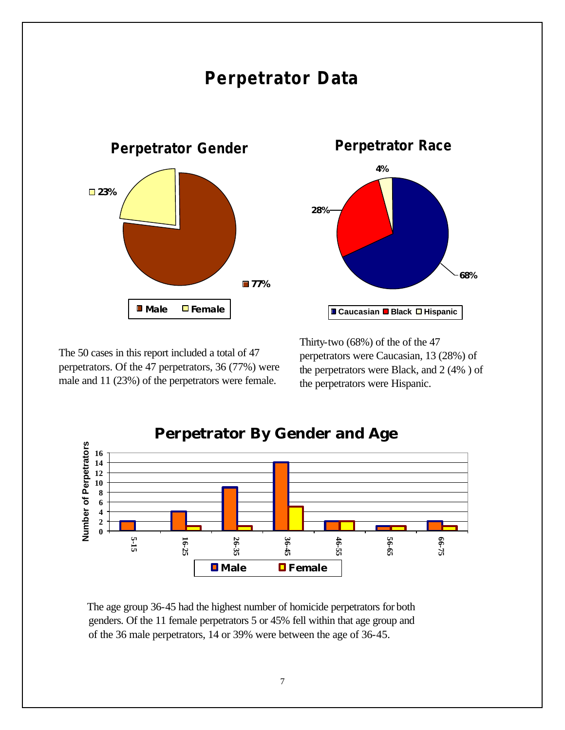# Perpetrator Data

## Perpetrator Gender

23%

77%

Male Female

## Perpetrator Race

4%

28%

68%

Caucasian Black Hispanic

The 50 cases in this report included a total of 47 perpetrators. Of the 47 perpetrators, 36 (77%) were male and 11 (23%) of the perpetrators were female.

Thirty-two (68%) of the of the 47 perpetrators were Caucasian, 13 (28%) of the perpetrators were Black, and 2 (4% ) of the perpetrators were Hispanic.

## Perpetrator By Gender and Age

| Age | Male | Female |
|---|---|---|
| 5-15 | 2 | 0 |
| 16-25 | 4 | 1 |
| 26-35 | 9 | 1 |
| 36-45 | 14 | 5 |
| 46-55 | 2 | 2 |
| 56-65 | 1 | 1 |
| 66-75 | 2 | 1 |

The age group 36-45 had the highest number of homicide perpetrators for both genders. Of the 11 female perpetrators 5 or 45% fell within that age group and of the 36 male perpetrators, 14 or 39% were between the age of 36-45.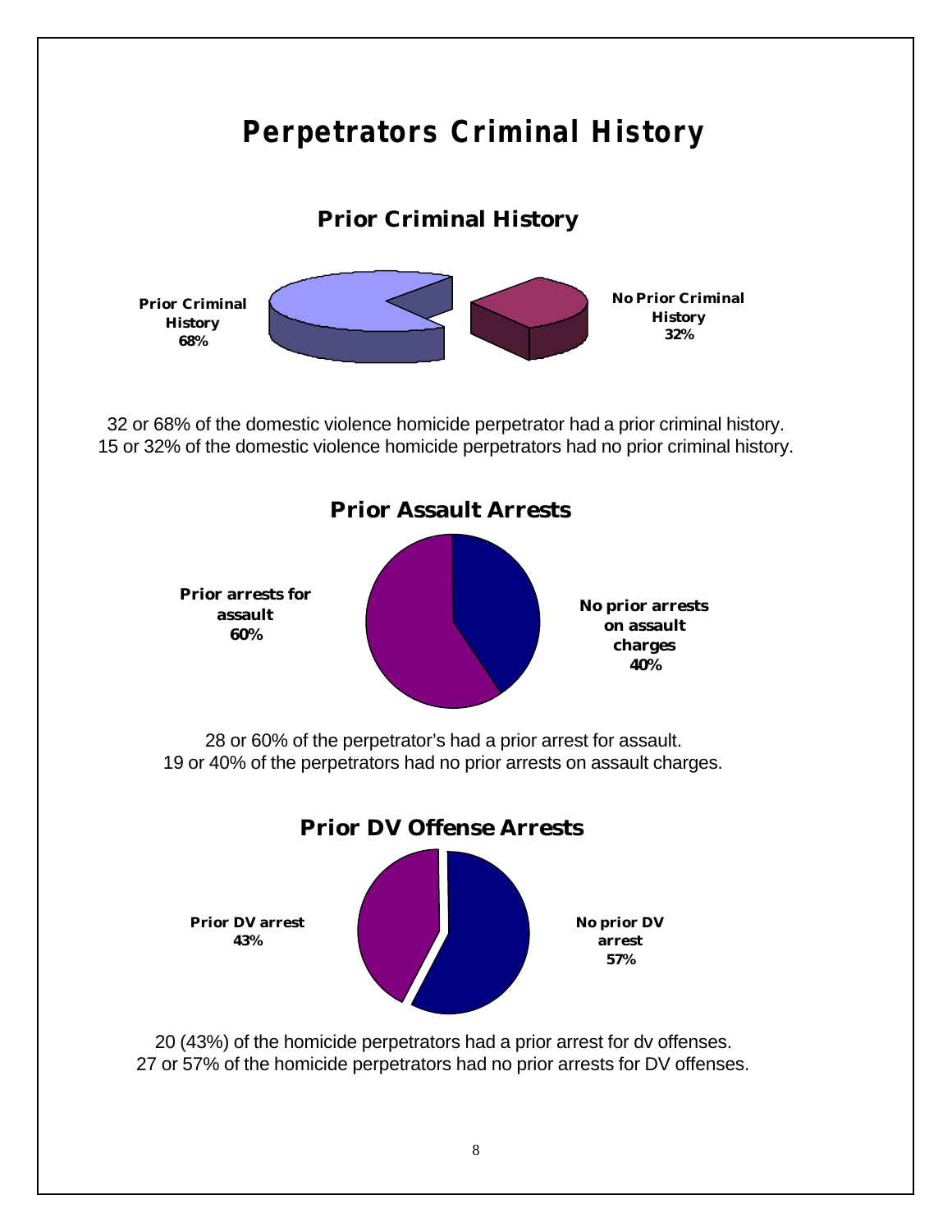# Perpetrators Criminal History

## Prior Criminal History

Prior Criminal History 68%

No Prior Criminal History 32%

32 or 68% of the domestic violence homicide perpetrator had a prior criminal history.
15 or 32% of the domestic violence homicide perpetrators had no prior criminal history.

## Prior Assault Arrests

Prior arrests for assault 60%

No prior arrests on assault charges 40%

28 or 60% of the perpetrator's had a prior arrest for assault.
19 or 40% of the perpetrators had no prior arrests on assault charges.

## Prior DV Offense Arrests

Prior DV arrest 43%

No prior DV arrest 57%

20 (43%) of the homicide perpetrators had a prior arrest for dv offenses.
27 or 57% of the homicide perpetrators had no prior arrests for DV offenses.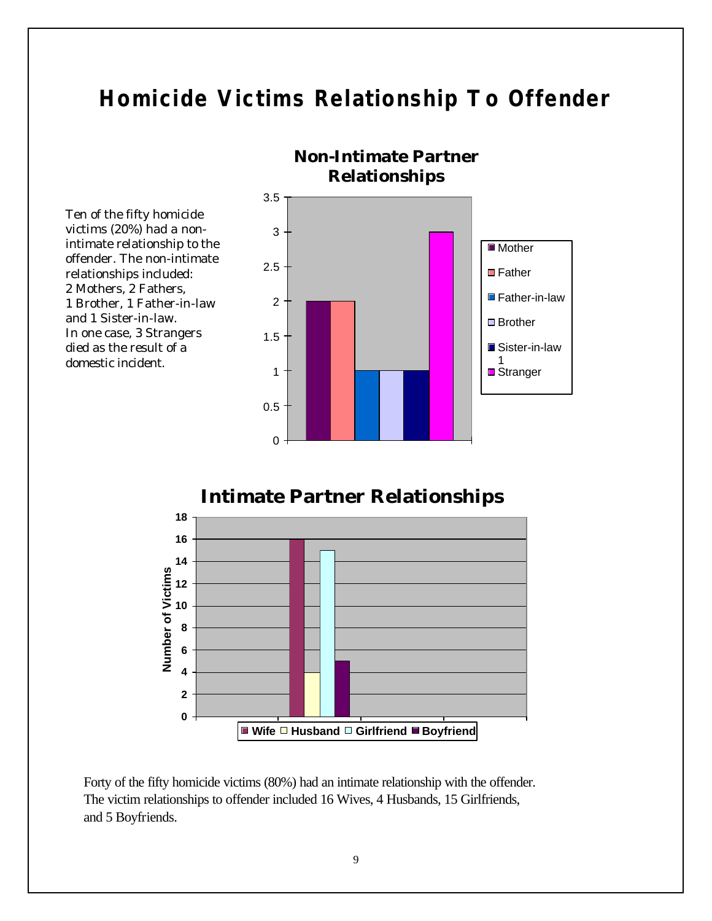# Homicide Victims Relationship To Offender

Ten of the fifty homicide victims (20%) had a non-intimate relationship to the offender. The non-intimate relationships included:
2 Mothers, 2 Fathers,
1 Brother, 1 Father-in-law
and 1 Sister-in-law.
In one case, 3 Strangers died as the result of a domestic incident.

**Non-Intimate Partner Relationships**

| Relationship | Number |
|---|---|
| Mother | 2 |
| Father | 2 |
| Father-in-law | 1 |
| Brother | 1 |
| Sister-in-law | 1 |
| Stranger | 3 |

**Intimate Partner Relationships**

| Relationship | Number of Victims |
|---|---|
| Wife | 16 |
| Husband | 4 |
| Girlfriend | 15 |
| Boyfriend | 5 |

Forty of the fifty homicide victims (80%) had an intimate relationship with the offender. The victim relationships to offender included 16 Wives, 4 Husbands, 15 Girlfriends, and 5 Boyfriends.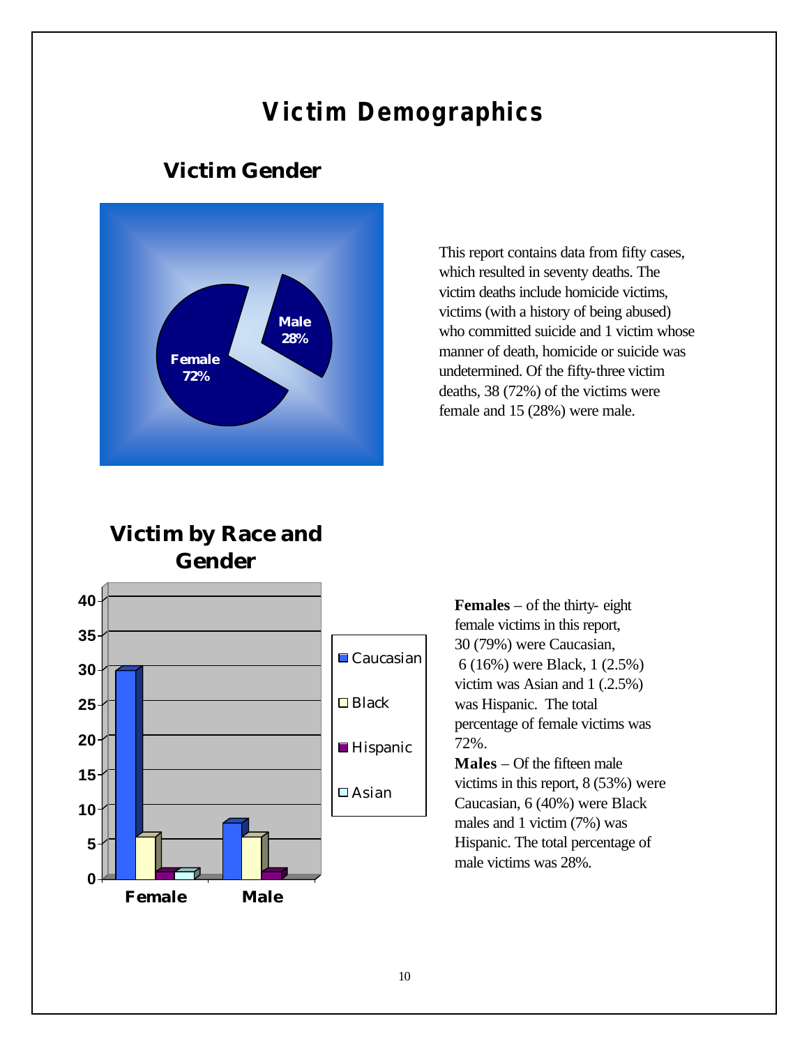# Victim Demographics

## Victim Gender

Female 72%

Male 28%

This report contains data from fifty cases, which resulted in seventy deaths. The victim deaths include homicide victims, victims (with a history of being abused) who committed suicide and 1 victim whose manner of death, homicide or suicide was undetermined. Of the fifty-three victim deaths, 38 (72%) of the victims were female and 15 (28%) were male.

## Victim by Race and Gender

| | Caucasian | Black | Hispanic | Asian |
|---|---|---|---|---|
| Female | 30 | 6 | 1 | 1 |
| Male | 8 | 6 | 1 | |

**Females** – of the thirty- eight female victims in this report, 30 (79%) were Caucasian, 6 (16%) were Black, 1 (2.5%) victim was Asian and 1 (.2.5%) was Hispanic. The total percentage of female victims was 72%.

**Males** – Of the fifteen male victims in this report, 8 (53%) were Caucasian, 6 (40%) were Black males and 1 victim (7%) was Hispanic. The total percentage of male victims was 28%.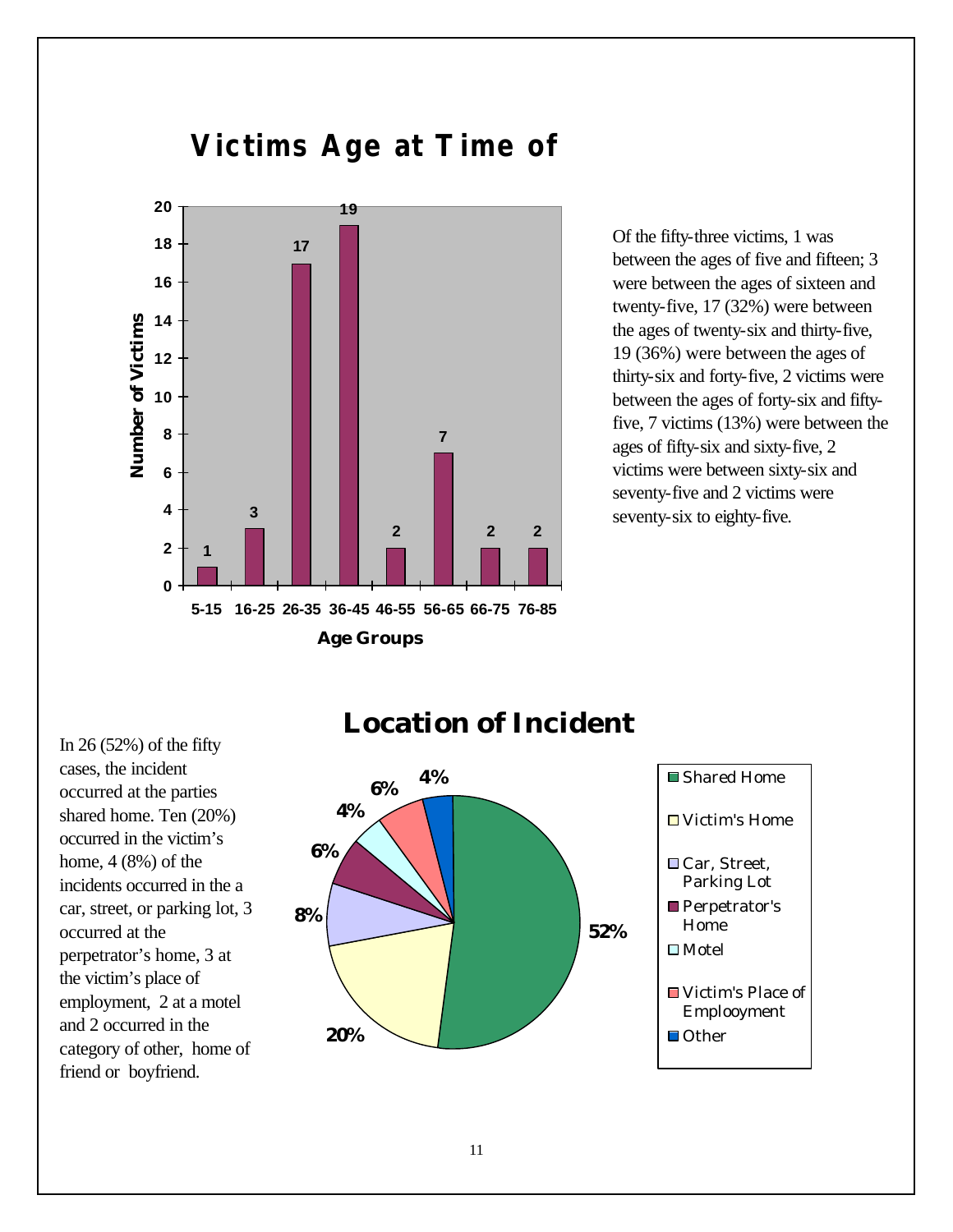## Victims Age at Time of

| Age Groups | Number of Victims |
|---|---|
| 5-15 | 1 |
| 16-25 | 3 |
| 26-35 | 17 |
| 36-45 | 19 |
| 46-55 | 2 |
| 56-65 | 7 |
| 66-75 | 2 |
| 76-85 | 2 |

Of the fifty-three victims, 1 was between the ages of five and fifteen; 3 were between the ages of sixteen and twenty-five, 17 (32%) were between the ages of twenty-six and thirty-five, 19 (36%) were between the ages of thirty-six and forty-five, 2 victims were between the ages of forty-six and fifty-five, 7 victims (13%) were between the ages of fifty-six and sixty-five, 2 victims were between sixty-six and seventy-five and 2 victims were seventy-six to eighty-five.

## Location of Incident

| Location | Percent |
|---|---|
| Shared Home | 52% |
| Victim's Home | 20% |
| Car, Street, Parking Lot | 8% |
| Perpetrator's Home | 6% |
| Motel | 4% |
| Victim's Place of Emplooyment | 6% |
| Other | 4% |

In 26 (52%) of the fifty cases, the incident occurred at the parties shared home. Ten (20%) occurred in the victim's home, 4 (8%) of the incidents occurred in the a car, street, or parking lot, 3 occurred at the perpetrator's home, 3 at the victim's place of employment, 2 at a motel and 2 occurred in the category of other, home of friend or boyfriend.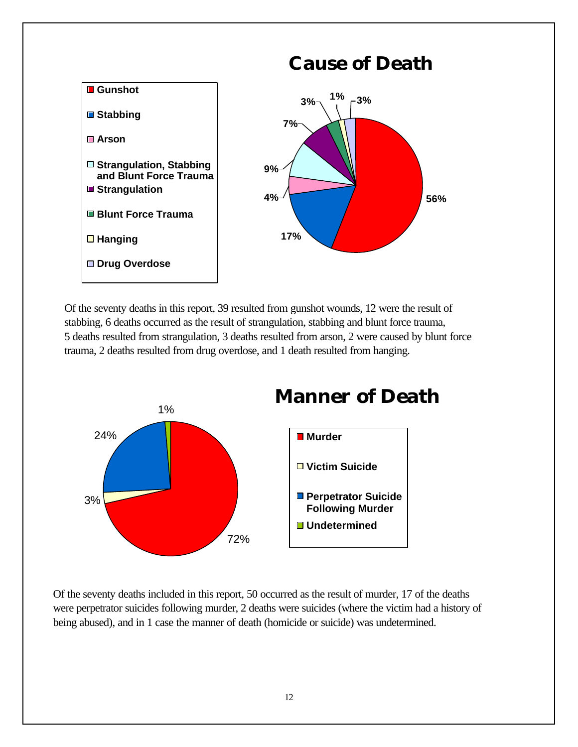## Cause of Death

- Gunshot: 56%
- Stabbing: 17%
- Arson: 4%
- Strangulation, Stabbing and Blunt Force Trauma: 9%
- Strangulation: 7%
- Blunt Force Trauma: 3%
- Hanging: 1%
- Drug Overdose: 3%

Of the seventy deaths in this report, 39 resulted from gunshot wounds, 12 were the result of stabbing, 6 deaths occurred as the result of strangulation, stabbing and blunt force trauma, 5 deaths resulted from strangulation, 3 deaths resulted from arson, 2 were caused by blunt force trauma, 2 deaths resulted from drug overdose, and 1 death resulted from hanging.

## Manner of Death

- Murder: 72%
- Victim Suicide: 3%
- Perpetrator Suicide Following Murder: 24%
- Undetermined: 1%

Of the seventy deaths included in this report, 50 occurred as the result of murder, 17 of the deaths were perpetrator suicides following murder, 2 deaths were suicides (where the victim had a history of being abused), and in 1 case the manner of death (homicide or suicide) was undetermined.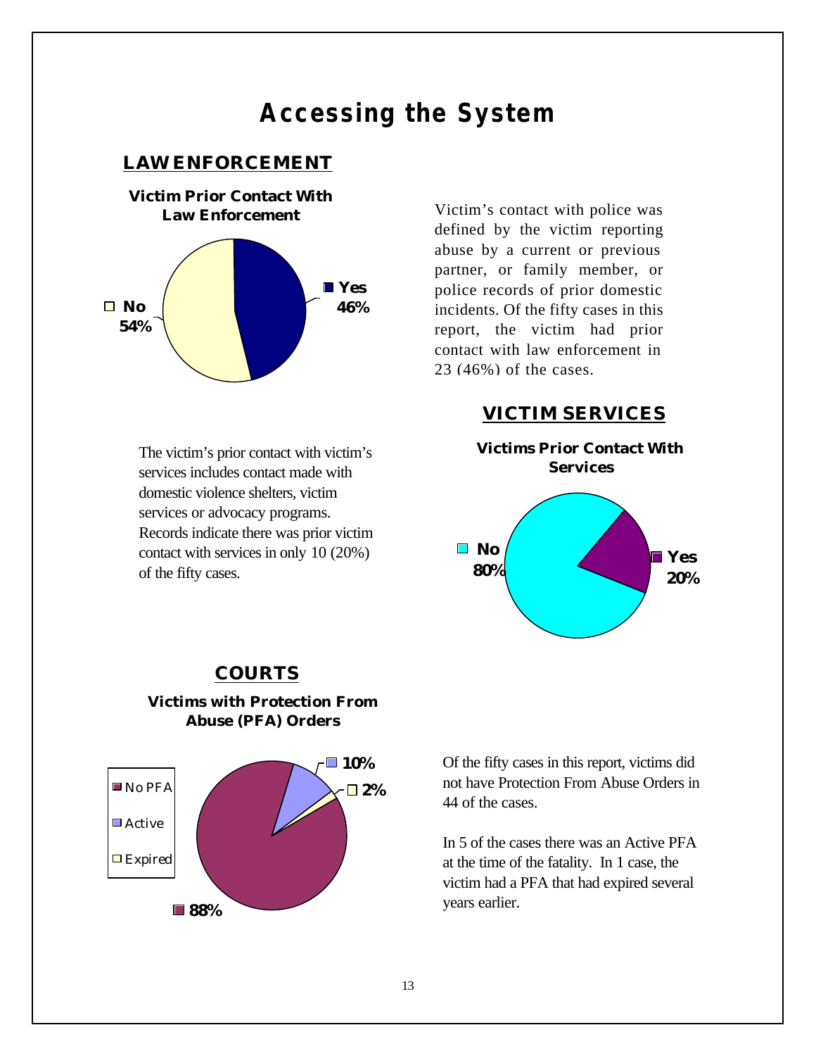# Accessing the System

## LAW ENFORCEMENT

**Victim Prior Contact With Law Enforcement**

Yes 46%

No 54%

Victim's contact with police was defined by the victim reporting abuse by a current or previous partner, or family member, or police records of prior domestic incidents. Of the fifty cases in this report, the victim had prior contact with law enforcement in 23 (46%) of the cases.

## VICTIM SERVICES

**Victims Prior Contact With Services**

No 80%

Yes 20%

The victim's prior contact with victim's services includes contact made with domestic violence shelters, victim services or advocacy programs. Records indicate there was prior victim contact with services in only 10 (20%) of the fifty cases.

## COURTS

**Victims with Protection From Abuse (PFA) Orders**

No PFA 88%

Active 10%

Expired 2%

Of the fifty cases in this report, victims did not have Protection From Abuse Orders in 44 of the cases.

In 5 of the cases there was an Active PFA at the time of the fatality. In 1 case, the victim had a PFA that had expired several years earlier.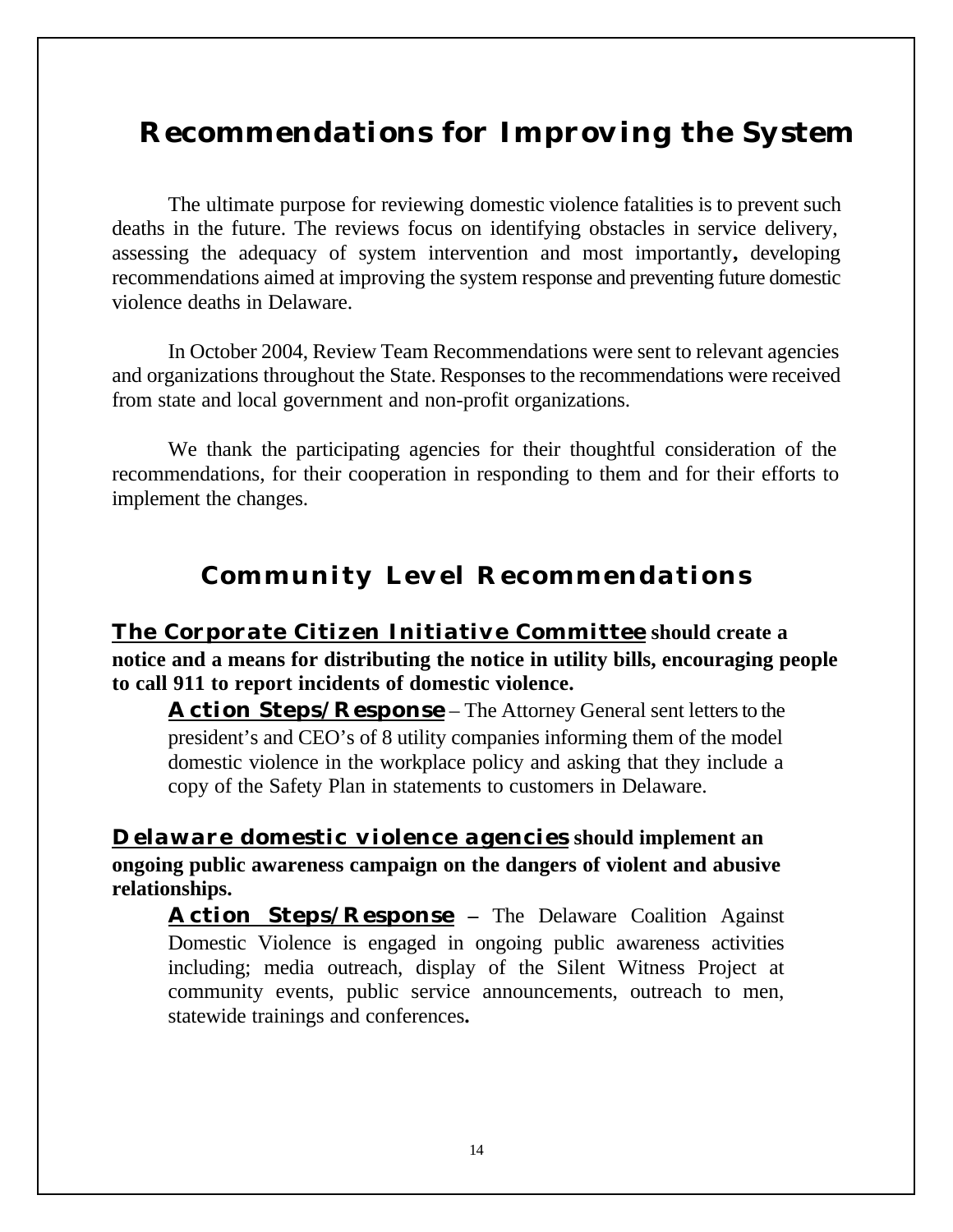# Recommendations for Improving the System

The ultimate purpose for reviewing domestic violence fatalities is to prevent such deaths in the future. The reviews focus on identifying obstacles in service delivery, assessing the adequacy of system intervention and most importantly**,** developing recommendations aimed at improving the system response and preventing future domestic violence deaths in Delaware.

In October 2004, Review Team Recommendations were sent to relevant agencies and organizations throughout the State. Responses to the recommendations were received from state and local government and non-profit organizations.

We thank the participating agencies for their thoughtful consideration of the recommendations, for their cooperation in responding to them and for their efforts to implement the changes.

## Community Level Recommendations

**The Corporate Citizen Initiative Committee should create a notice and a means for distributing the notice in utility bills, encouraging people to call 911 to report incidents of domestic violence.**

> **Action Steps/Response** – The Attorney General sent letters to the president's and CEO's of 8 utility companies informing them of the model domestic violence in the workplace policy and asking that they include a copy of the Safety Plan in statements to customers in Delaware.

**Delaware domestic violence agencies should implement an ongoing public awareness campaign on the dangers of violent and abusive relationships.**

> **Action Steps/Response –** The Delaware Coalition Against Domestic Violence is engaged in ongoing public awareness activities including; media outreach, display of the Silent Witness Project at community events, public service announcements, outreach to men, statewide trainings and conferences**.**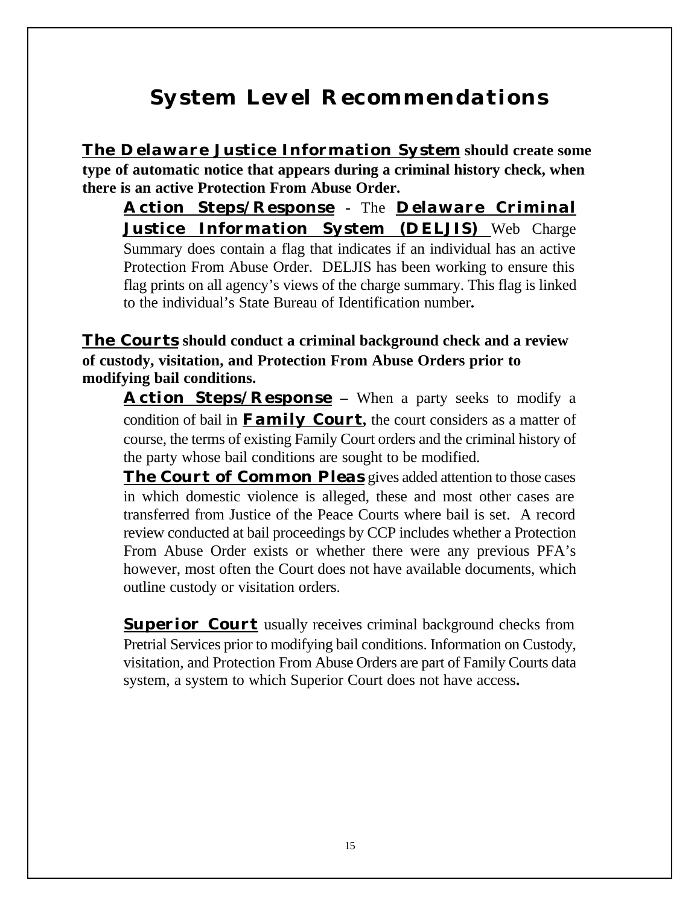# System Level Recommendations

**The Delaware Justice Information System should create some type of automatic notice that appears during a criminal history check, when there is an active Protection From Abuse Order.**

**Action Steps/Response** - The **Delaware Criminal Justice Information System (DELJIS)** Web Charge Summary does contain a flag that indicates if an individual has an active Protection From Abuse Order. DELJIS has been working to ensure this flag prints on all agency's views of the charge summary. This flag is linked to the individual's State Bureau of Identification number**.**

**The Courts should conduct a criminal background check and a review of custody, visitation, and Protection From Abuse Orders prior to modifying bail conditions.**

**Action Steps/Response –** When a party seeks to modify a condition of bail in **Family Court,** the court considers as a matter of course, the terms of existing Family Court orders and the criminal history of the party whose bail conditions are sought to be modified.

**The Court of Common Pleas** gives added attention to those cases in which domestic violence is alleged, these and most other cases are transferred from Justice of the Peace Courts where bail is set. A record review conducted at bail proceedings by CCP includes whether a Protection From Abuse Order exists or whether there were any previous PFA's however, most often the Court does not have available documents, which outline custody or visitation orders.

**Superior Court** usually receives criminal background checks from Pretrial Services prior to modifying bail conditions. Information on Custody, visitation, and Protection From Abuse Orders are part of Family Courts data system, a system to which Superior Court does not have access**.**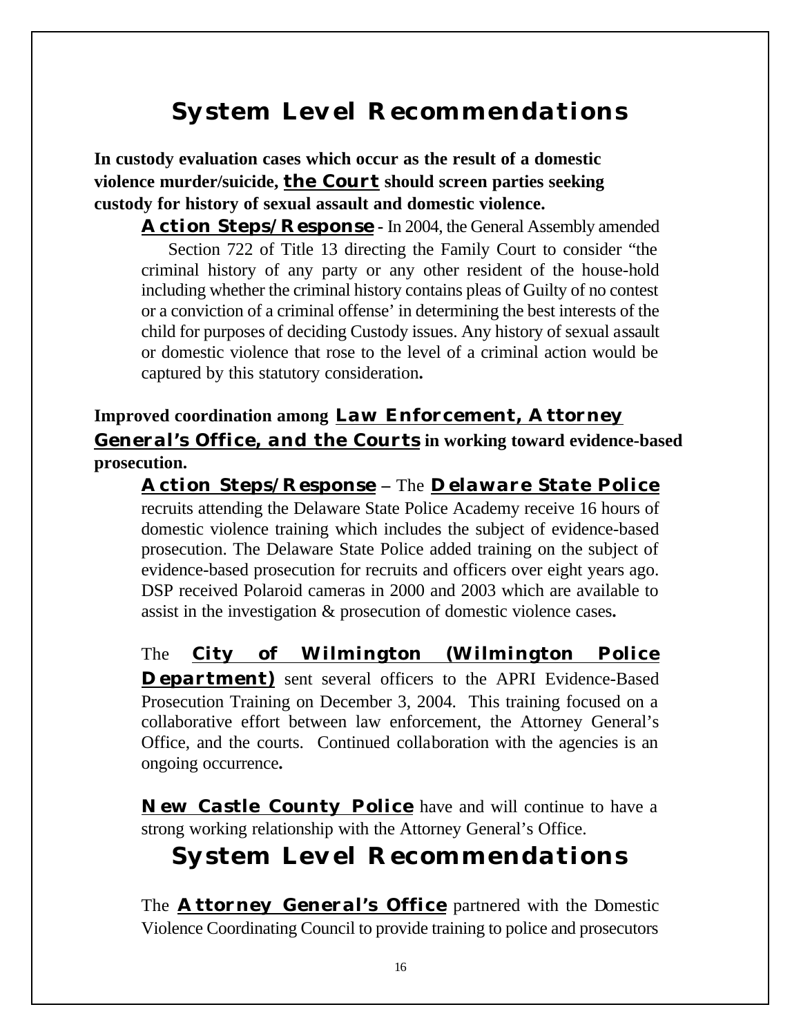# System Level Recommendations

**In custody evaluation cases which occur as the result of a domestic violence murder/suicide, <u>the Court</u> should screen parties seeking custody for history of sexual assault and domestic violence.**

**<u>Action Steps/Response</u>** - In 2004, the General Assembly amended Section 722 of Title 13 directing the Family Court to consider "the criminal history of any party or any other resident of the house-hold including whether the criminal history contains pleas of Guilty of no contest or a conviction of a criminal offense' in determining the best interests of the child for purposes of deciding Custody issues. Any history of sexual assault or domestic violence that rose to the level of a criminal action would be captured by this statutory consideration**.**

**Improved coordination among <u>Law Enforcement, Attorney General's Office, and the Courts</u> in working toward evidence-based prosecution.**

**<u>Action Steps/Response</u> –** The **<u>Delaware State Police</u>** recruits attending the Delaware State Police Academy receive 16 hours of domestic violence training which includes the subject of evidence-based prosecution. The Delaware State Police added training on the subject of evidence-based prosecution for recruits and officers over eight years ago. DSP received Polaroid cameras in 2000 and 2003 which are available to assist in the investigation & prosecution of domestic violence cases**.**

The **<u>City of Wilmington (Wilmington Police Department)</u>** sent several officers to the APRI Evidence-Based Prosecution Training on December 3, 2004. This training focused on a collaborative effort between law enforcement, the Attorney General's Office, and the courts. Continued collaboration with the agencies is an ongoing occurrence**.**

**<u>New Castle County Police</u>** have and will continue to have a strong working relationship with the Attorney General's Office.

# System Level Recommendations

The **<u>Attorney General's Office</u>** partnered with the Domestic Violence Coordinating Council to provide training to police and prosecutors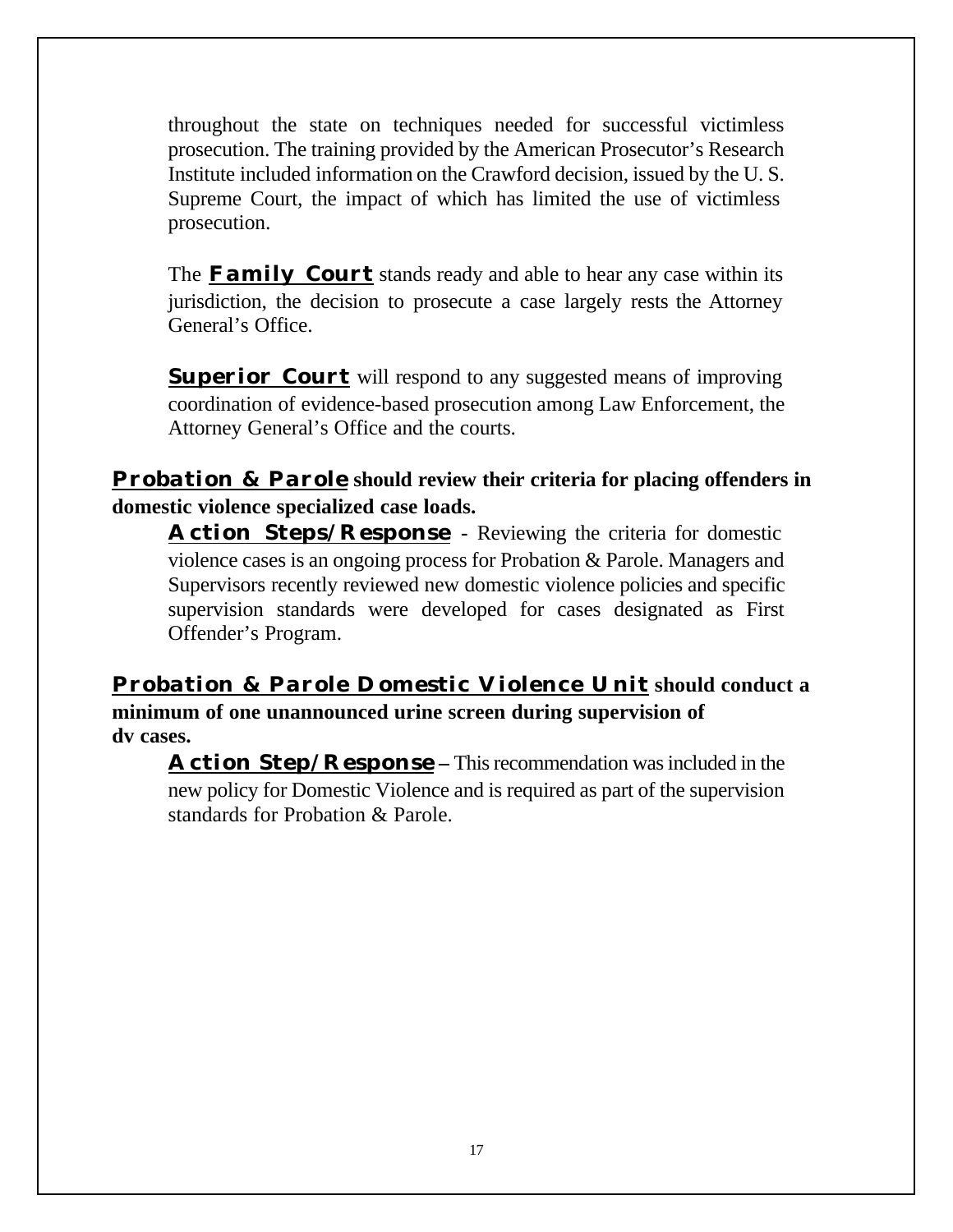throughout the state on techniques needed for successful victimless prosecution. The training provided by the American Prosecutor's Research Institute included information on the Crawford decision, issued by the U. S. Supreme Court, the impact of which has limited the use of victimless prosecution.

The **Family Court** stands ready and able to hear any case within its jurisdiction, the decision to prosecute a case largely rests the Attorney General's Office.

**Superior Court** will respond to any suggested means of improving coordination of evidence-based prosecution among Law Enforcement, the Attorney General's Office and the courts.

**Probation & Parole should review their criteria for placing offenders in domestic violence specialized case loads.**

**Action Steps/Response** - Reviewing the criteria for domestic violence cases is an ongoing process for Probation & Parole. Managers and Supervisors recently reviewed new domestic violence policies and specific supervision standards were developed for cases designated as First Offender's Program.

**Probation & Parole Domestic Violence Unit should conduct a minimum of one unannounced urine screen during supervision of dv cases.**

**Action Step/Response** – This recommendation was included in the new policy for Domestic Violence and is required as part of the supervision standards for Probation & Parole.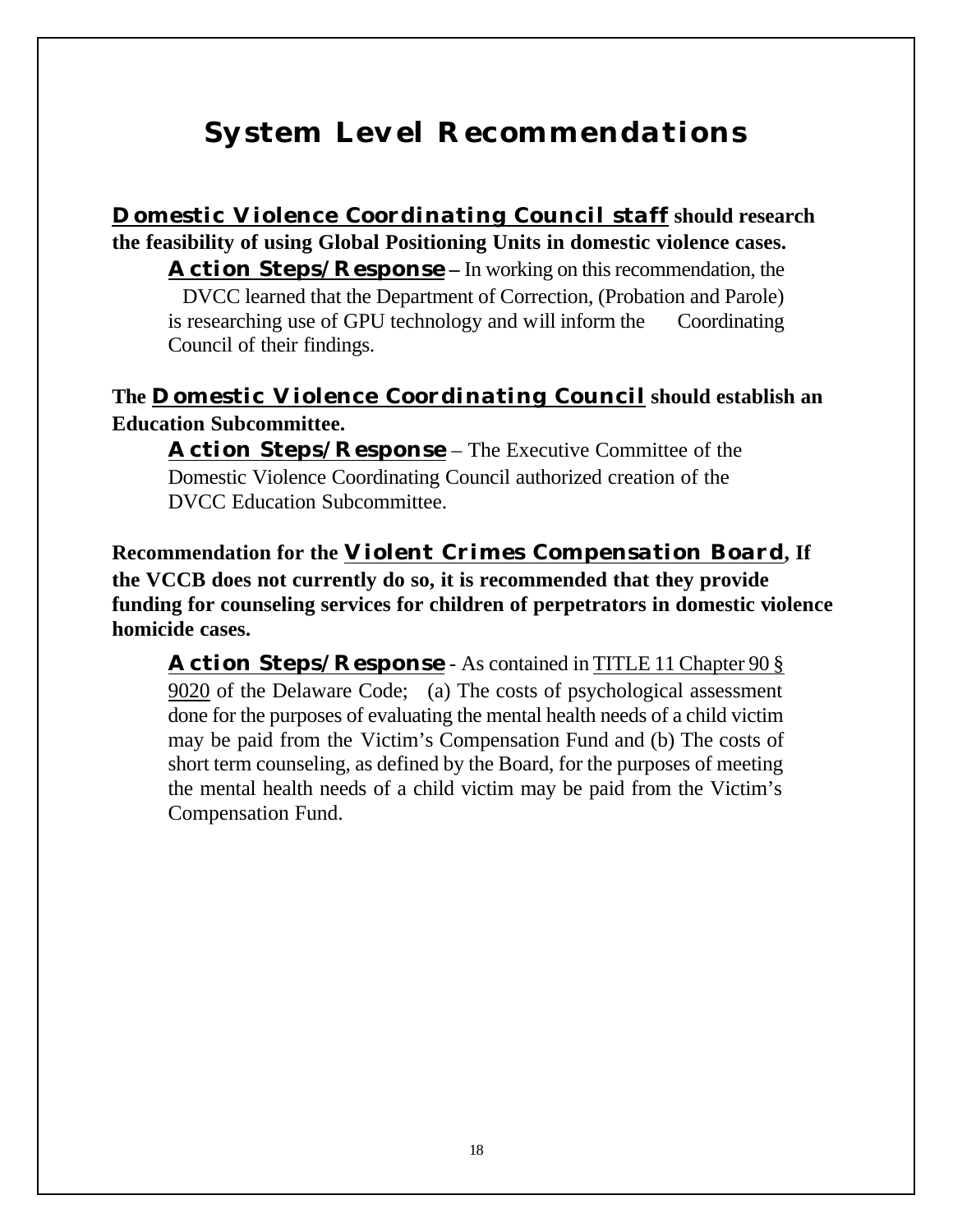# System Level Recommendations

**<u>Domestic Violence Coordinating Council staff</u> should research the feasibility of using Global Positioning Units in domestic violence cases.**

**<u>Action Steps/Response</u> –** In working on this recommendation, the DVCC learned that the Department of Correction, (Probation and Parole) is researching use of GPU technology and will inform the Coordinating Council of their findings.

**The <u>Domestic Violence Coordinating Council</u> should establish an Education Subcommittee.**

**<u>Action Steps/Response</u>** – The Executive Committee of the Domestic Violence Coordinating Council authorized creation of the DVCC Education Subcommittee.

**Recommendation for the <u>Violent Crimes Compensation Board</u>, If the VCCB does not currently do so, it is recommended that they provide funding for counseling services for children of perpetrators in domestic violence homicide cases.**

**<u>Action Steps/Response</u>** - As contained in <u>TITLE 11 Chapter 90 § 9020</u> of the Delaware Code; (a) The costs of psychological assessment done for the purposes of evaluating the mental health needs of a child victim may be paid from the Victim's Compensation Fund and (b) The costs of short term counseling, as defined by the Board, for the purposes of meeting the mental health needs of a child victim may be paid from the Victim's Compensation Fund.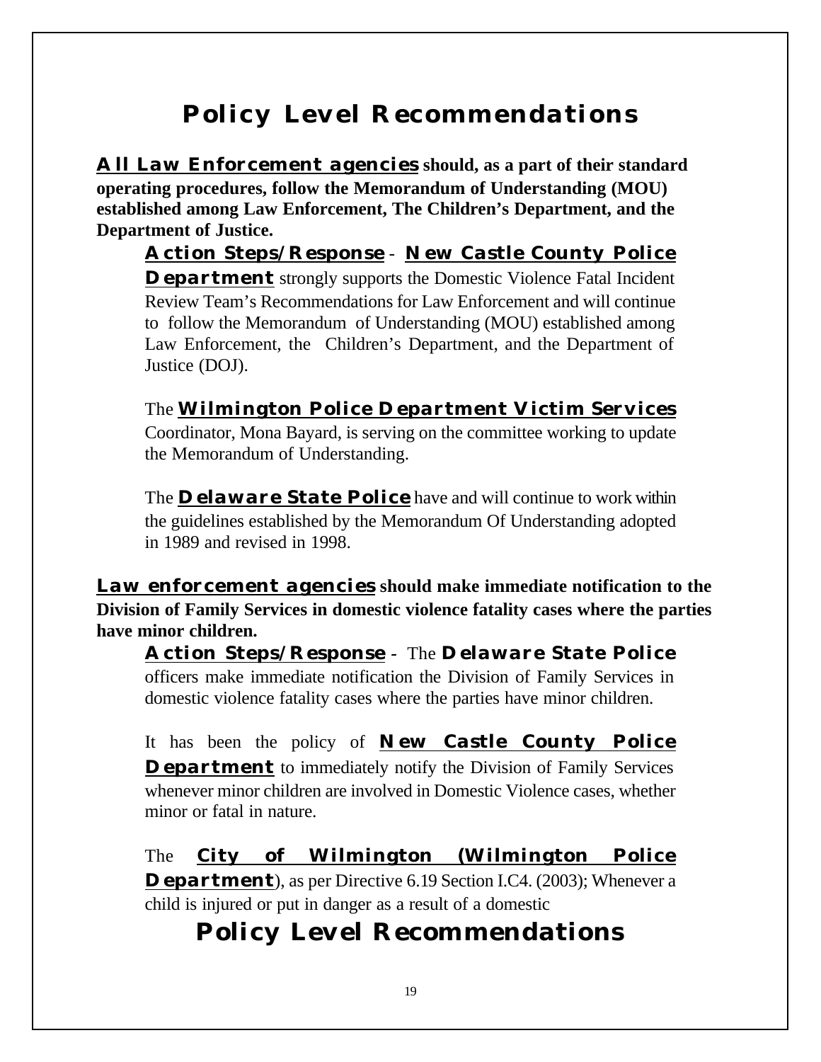# Policy Level Recommendations

**All Law Enforcement agencies should, as a part of their standard operating procedures, follow the Memorandum of Understanding (MOU) established among Law Enforcement, The Children's Department, and the Department of Justice.**

**Action Steps/Response** - **New Castle County Police Department** strongly supports the Domestic Violence Fatal Incident Review Team's Recommendations for Law Enforcement and will continue to follow the Memorandum of Understanding (MOU) established among Law Enforcement, the Children's Department, and the Department of Justice (DOJ).

The **Wilmington Police Department Victim Services** Coordinator, Mona Bayard, is serving on the committee working to update the Memorandum of Understanding.

The **Delaware State Police** have and will continue to work within the guidelines established by the Memorandum Of Understanding adopted in 1989 and revised in 1998.

**Law enforcement agencies should make immediate notification to the Division of Family Services in domestic violence fatality cases where the parties have minor children.**

**Action Steps/Response** - The **Delaware State Police** officers make immediate notification the Division of Family Services in domestic violence fatality cases where the parties have minor children.

It has been the policy of **New Castle County Police Department** to immediately notify the Division of Family Services whenever minor children are involved in Domestic Violence cases, whether minor or fatal in nature.

The **City of Wilmington (Wilmington Police Department**), as per Directive 6.19 Section I.C4. (2003); Whenever a child is injured or put in danger as a result of a domestic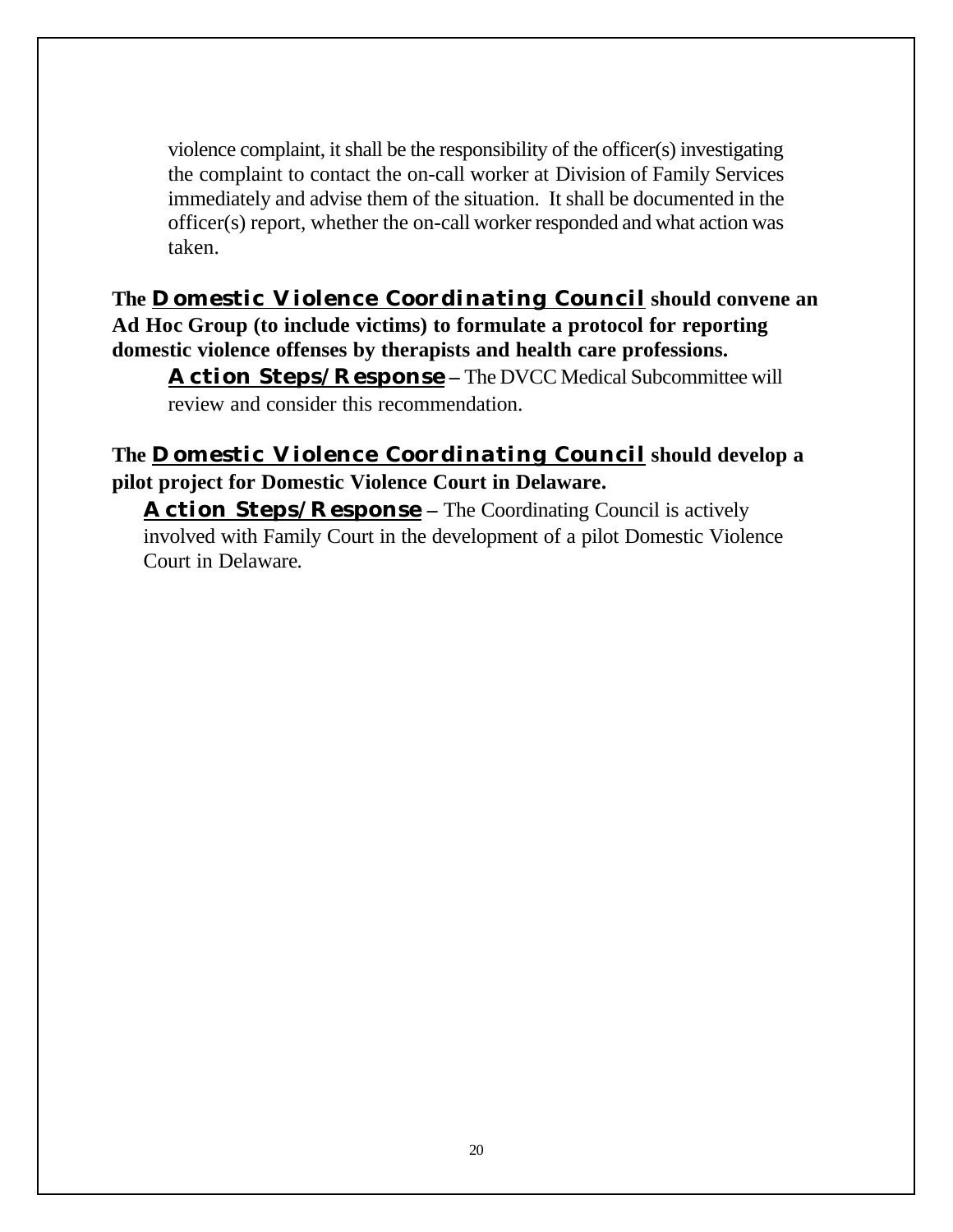violence complaint, it shall be the responsibility of the officer(s) investigating the complaint to contact the on-call worker at Division of Family Services immediately and advise them of the situation. It shall be documented in the officer(s) report, whether the on-call worker responded and what action was taken.

**The Domestic Violence Coordinating Council should convene an Ad Hoc Group (to include victims) to formulate a protocol for reporting domestic violence offenses by therapists and health care professions.**

**Action Steps/Response –** The DVCC Medical Subcommittee will review and consider this recommendation.

**The Domestic Violence Coordinating Council should develop a pilot project for Domestic Violence Court in Delaware.**

**Action Steps/Response –** The Coordinating Council is actively involved with Family Court in the development of a pilot Domestic Violence Court in Delaware.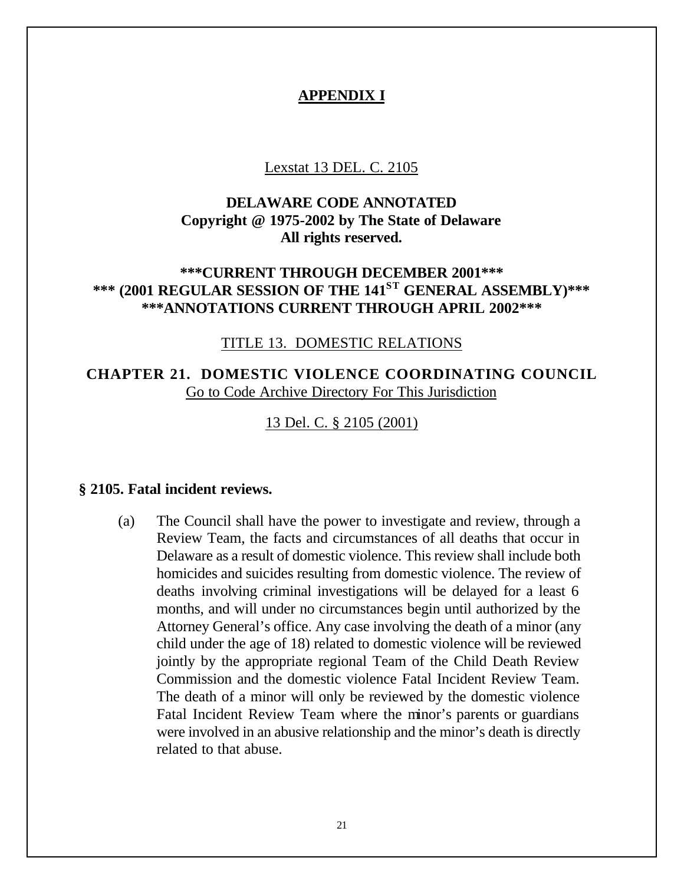# APPENDIX I

Lexstat 13 DEL. C. 2105

**DELAWARE CODE ANNOTATED**
**Copyright @ 1975-2002 by The State of Delaware**
**All rights reserved.**

**\*\*\*CURRENT THROUGH DECEMBER 2001\*\*\***
**\*\*\* (2001 REGULAR SESSION OF THE 141ST GENERAL ASSEMBLY)\*\*\***
**\*\*\*ANNOTATIONS CURRENT THROUGH APRIL 2002\*\*\***

TITLE 13. DOMESTIC RELATIONS

**CHAPTER 21. DOMESTIC VIOLENCE COORDINATING COUNCIL**
Go to Code Archive Directory For This Jurisdiction

13 Del. C. § 2105 (2001)

**§ 2105. Fatal incident reviews.**

(a) The Council shall have the power to investigate and review, through a Review Team, the facts and circumstances of all deaths that occur in Delaware as a result of domestic violence. This review shall include both homicides and suicides resulting from domestic violence. The review of deaths involving criminal investigations will be delayed for a least 6 months, and will under no circumstances begin until authorized by the Attorney General's office. Any case involving the death of a minor (any child under the age of 18) related to domestic violence will be reviewed jointly by the appropriate regional Team of the Child Death Review Commission and the domestic violence Fatal Incident Review Team. The death of a minor will only be reviewed by the domestic violence Fatal Incident Review Team where the minor's parents or guardians were involved in an abusive relationship and the minor's death is directly related to that abuse.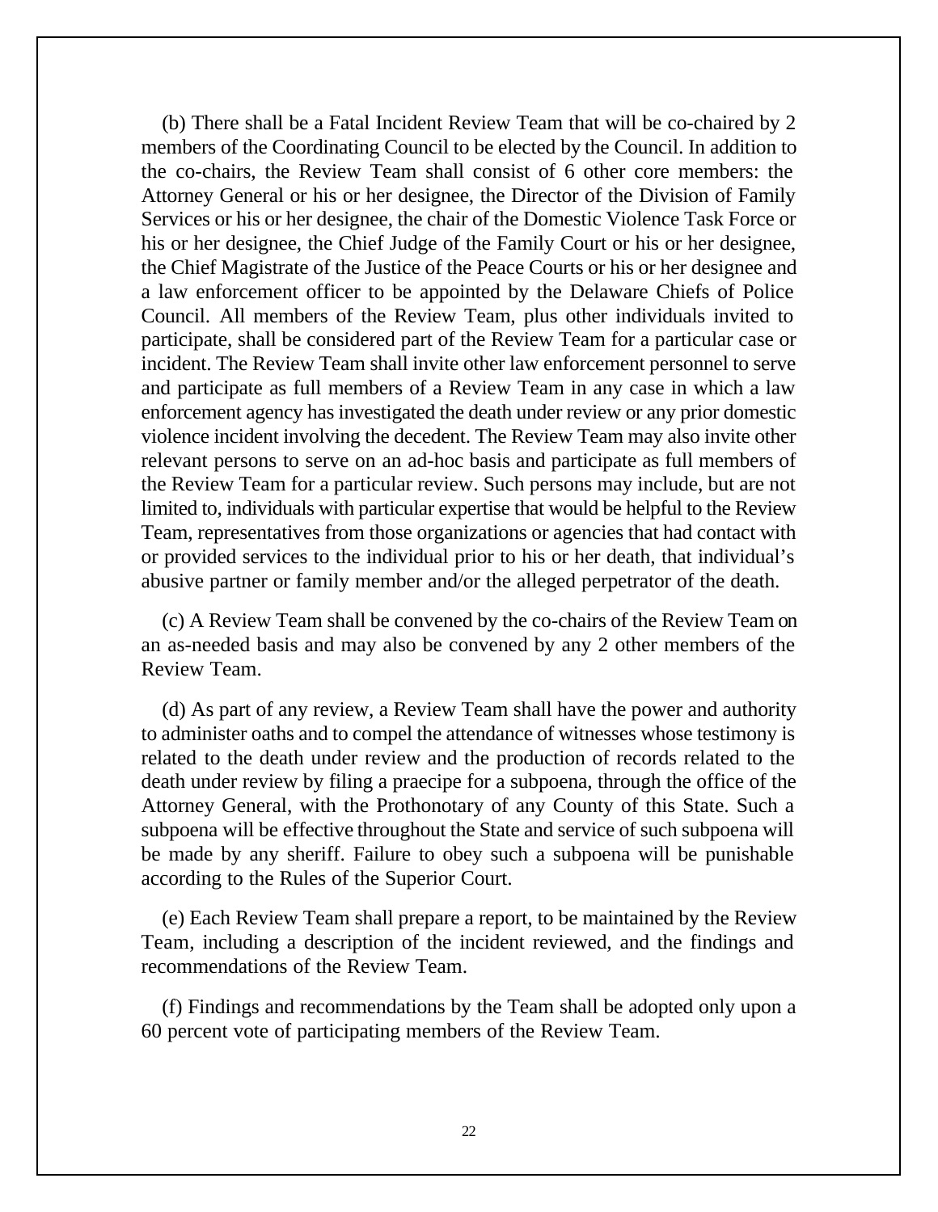(b) There shall be a Fatal Incident Review Team that will be co-chaired by 2 members of the Coordinating Council to be elected by the Council. In addition to the co-chairs, the Review Team shall consist of 6 other core members: the Attorney General or his or her designee, the Director of the Division of Family Services or his or her designee, the chair of the Domestic Violence Task Force or his or her designee, the Chief Judge of the Family Court or his or her designee, the Chief Magistrate of the Justice of the Peace Courts or his or her designee and a law enforcement officer to be appointed by the Delaware Chiefs of Police Council. All members of the Review Team, plus other individuals invited to participate, shall be considered part of the Review Team for a particular case or incident. The Review Team shall invite other law enforcement personnel to serve and participate as full members of a Review Team in any case in which a law enforcement agency has investigated the death under review or any prior domestic violence incident involving the decedent. The Review Team may also invite other relevant persons to serve on an ad-hoc basis and participate as full members of the Review Team for a particular review. Such persons may include, but are not limited to, individuals with particular expertise that would be helpful to the Review Team, representatives from those organizations or agencies that had contact with or provided services to the individual prior to his or her death, that individual's abusive partner or family member and/or the alleged perpetrator of the death.

(c) A Review Team shall be convened by the co-chairs of the Review Team on an as-needed basis and may also be convened by any 2 other members of the Review Team.

(d) As part of any review, a Review Team shall have the power and authority to administer oaths and to compel the attendance of witnesses whose testimony is related to the death under review and the production of records related to the death under review by filing a praecipe for a subpoena, through the office of the Attorney General, with the Prothonotary of any County of this State. Such a subpoena will be effective throughout the State and service of such subpoena will be made by any sheriff. Failure to obey such a subpoena will be punishable according to the Rules of the Superior Court.

(e) Each Review Team shall prepare a report, to be maintained by the Review Team, including a description of the incident reviewed, and the findings and recommendations of the Review Team.

(f) Findings and recommendations by the Team shall be adopted only upon a 60 percent vote of participating members of the Review Team.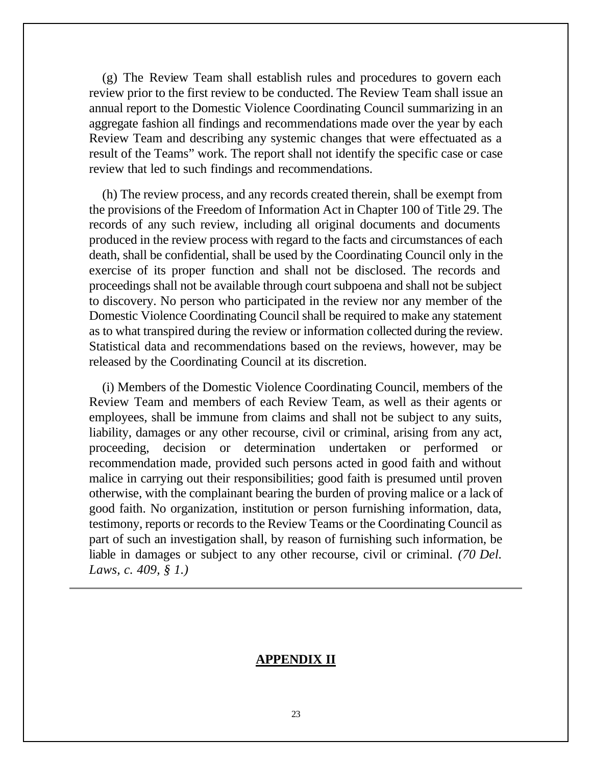(g) The Review Team shall establish rules and procedures to govern each review prior to the first review to be conducted. The Review Team shall issue an annual report to the Domestic Violence Coordinating Council summarizing in an aggregate fashion all findings and recommendations made over the year by each Review Team and describing any systemic changes that were effectuated as a result of the Teams" work. The report shall not identify the specific case or case review that led to such findings and recommendations.

(h) The review process, and any records created therein, shall be exempt from the provisions of the Freedom of Information Act in Chapter 100 of Title 29. The records of any such review, including all original documents and documents produced in the review process with regard to the facts and circumstances of each death, shall be confidential, shall be used by the Coordinating Council only in the exercise of its proper function and shall not be disclosed. The records and proceedings shall not be available through court subpoena and shall not be subject to discovery. No person who participated in the review nor any member of the Domestic Violence Coordinating Council shall be required to make any statement as to what transpired during the review or information collected during the review. Statistical data and recommendations based on the reviews, however, may be released by the Coordinating Council at its discretion.

(i) Members of the Domestic Violence Coordinating Council, members of the Review Team and members of each Review Team, as well as their agents or employees, shall be immune from claims and shall not be subject to any suits, liability, damages or any other recourse, civil or criminal, arising from any act, proceeding, decision or determination undertaken or performed or recommendation made, provided such persons acted in good faith and without malice in carrying out their responsibilities; good faith is presumed until proven otherwise, with the complainant bearing the burden of proving malice or a lack of good faith. No organization, institution or person furnishing information, data, testimony, reports or records to the Review Teams or the Coordinating Council as part of such an investigation shall, by reason of furnishing such information, be liable in damages or subject to any other recourse, civil or criminal. *(70 Del. Laws, c. 409, § 1.)*

---

## APPENDIX II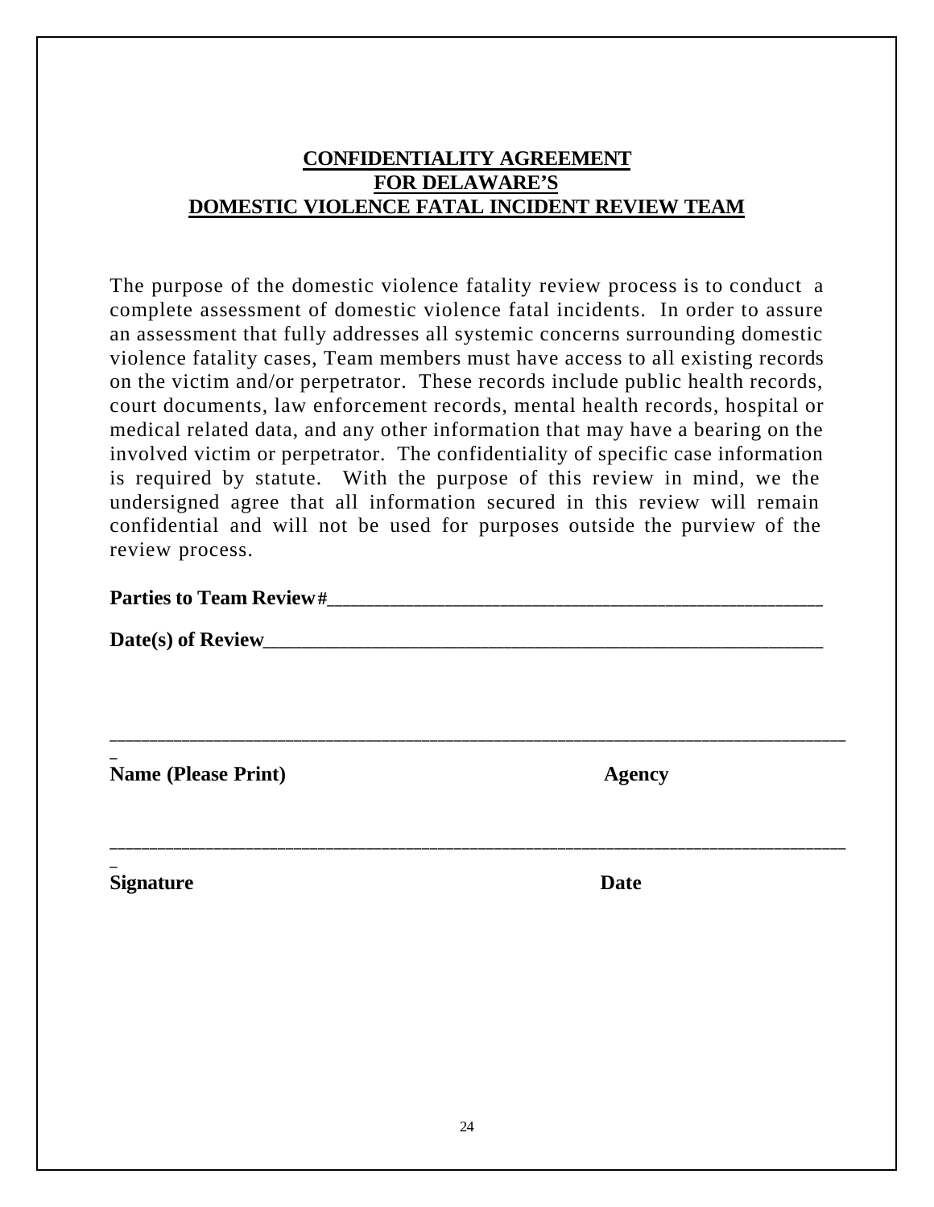## CONFIDENTIALITY AGREEMENT FOR DELAWARE'S DOMESTIC VIOLENCE FATAL INCIDENT REVIEW TEAM

The purpose of the domestic violence fatality review process is to conduct a complete assessment of domestic violence fatal incidents. In order to assure an assessment that fully addresses all systemic concerns surrounding domestic violence fatality cases, Team members must have access to all existing records on the victim and/or perpetrator. These records include public health records, court documents, law enforcement records, mental health records, hospital or medical related data, and any other information that may have a bearing on the involved victim or perpetrator. The confidentiality of specific case information is required by statute. With the purpose of this review in mind, we the undersigned agree that all information secured in this review will remain confidential and will not be used for purposes outside the purview of the review process.

**Parties to Team Review#**___________________________________________________

**Date(s) of Review**_______________________________________________________

_______________________________________________________________________________

**Name (Please Print)** **Agency**

_______________________________________________________________________________

**Signature** **Date**